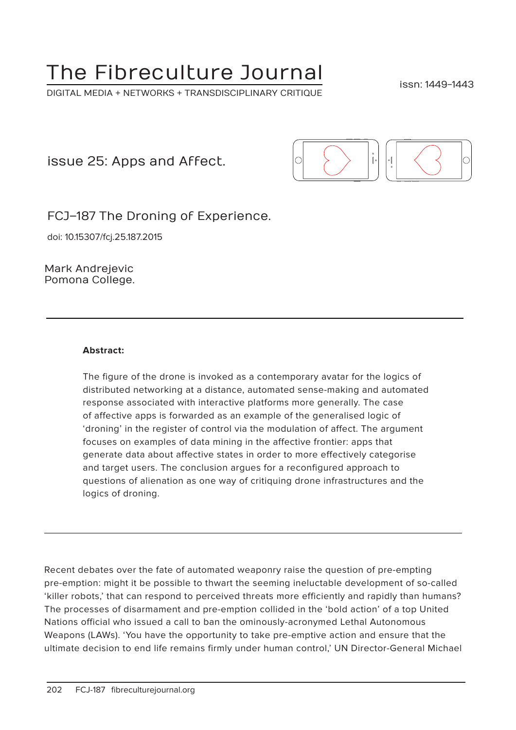# The Fibreculture Journal

DIGITAL MEDIA + NETWORKS + TRANSDISCIPLINARY CRITIQUE

issn: 1449-1443

## issue 25: Apps and Affect.

## FCJ–187 The Droning of Experience.

doi: 10.15307/fcj.25.187.2015

Mark Andrejevic
Pomona College.

---

**Abstract:**

The figure of the drone is invoked as a contemporary avatar for the logics of distributed networking at a distance, automated sense-making and automated response associated with interactive platforms more generally. The case of affective apps is forwarded as an example of the generalised logic of 'droning' in the register of control via the modulation of affect. The argument focuses on examples of data mining in the affective frontier: apps that generate data about affective states in order to more effectively categorise and target users. The conclusion argues for a reconfigured approach to questions of alienation as one way of critiquing drone infrastructures and the logics of droning.

---

Recent debates over the fate of automated weaponry raise the question of pre-empting pre-emption: might it be possible to thwart the seeming ineluctable development of so-called 'killer robots,' that can respond to perceived threats more efficiently and rapidly than humans? The processes of disarmament and pre-emption collided in the 'bold action' of a top United Nations official who issued a call to ban the ominously-acronymed Lethal Autonomous Weapons (LAWs). 'You have the opportunity to take pre-emptive action and ensure that the ultimate decision to end life remains firmly under human control,' UN Director-General Michael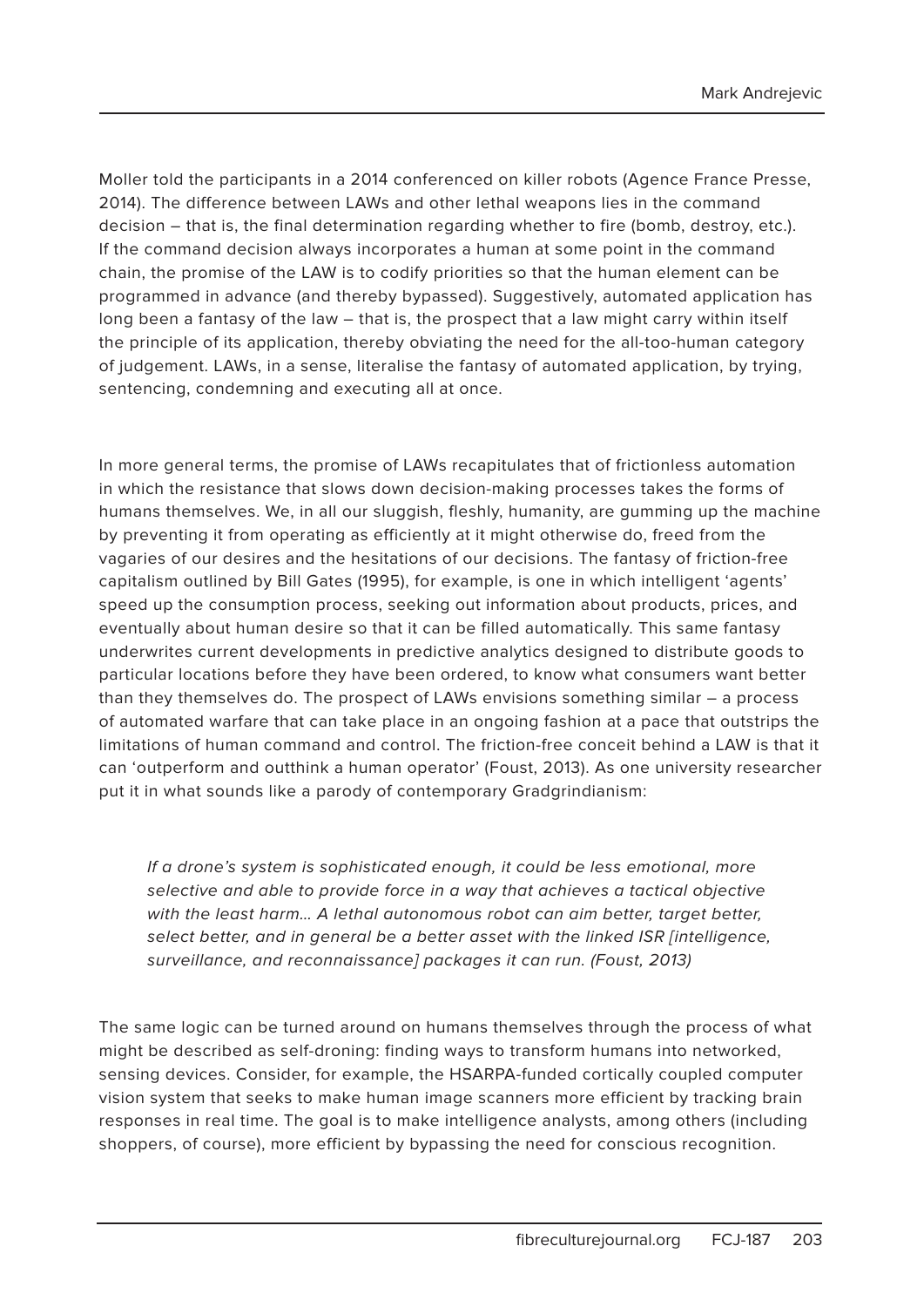Moller told the participants in a 2014 conferenced on killer robots (Agence France Presse, 2014). The difference between LAWs and other lethal weapons lies in the command decision – that is, the final determination regarding whether to fire (bomb, destroy, etc.). If the command decision always incorporates a human at some point in the command chain, the promise of the LAW is to codify priorities so that the human element can be programmed in advance (and thereby bypassed). Suggestively, automated application has long been a fantasy of the law – that is, the prospect that a law might carry within itself the principle of its application, thereby obviating the need for the all-too-human category of judgement. LAWs, in a sense, literalise the fantasy of automated application, by trying, sentencing, condemning and executing all at once.

In more general terms, the promise of LAWs recapitulates that of frictionless automation in which the resistance that slows down decision-making processes takes the forms of humans themselves. We, in all our sluggish, fleshly, humanity, are gumming up the machine by preventing it from operating as efficiently at it might otherwise do, freed from the vagaries of our desires and the hesitations of our decisions. The fantasy of friction-free capitalism outlined by Bill Gates (1995), for example, is one in which intelligent 'agents' speed up the consumption process, seeking out information about products, prices, and eventually about human desire so that it can be filled automatically. This same fantasy underwrites current developments in predictive analytics designed to distribute goods to particular locations before they have been ordered, to know what consumers want better than they themselves do. The prospect of LAWs envisions something similar – a process of automated warfare that can take place in an ongoing fashion at a pace that outstrips the limitations of human command and control. The friction-free conceit behind a LAW is that it can 'outperform and outthink a human operator' (Foust, 2013). As one university researcher put it in what sounds like a parody of contemporary Gradgrindianism:

> *If a drone's system is sophisticated enough, it could be less emotional, more selective and able to provide force in a way that achieves a tactical objective with the least harm... A lethal autonomous robot can aim better, target better, select better, and in general be a better asset with the linked ISR [intelligence, surveillance, and reconnaissance] packages it can run. (Foust, 2013)*

The same logic can be turned around on humans themselves through the process of what might be described as self-droning: finding ways to transform humans into networked, sensing devices. Consider, for example, the HSARPA-funded cortically coupled computer vision system that seeks to make human image scanners more efficient by tracking brain responses in real time. The goal is to make intelligence analysts, among others (including shoppers, of course), more efficient by bypassing the need for conscious recognition.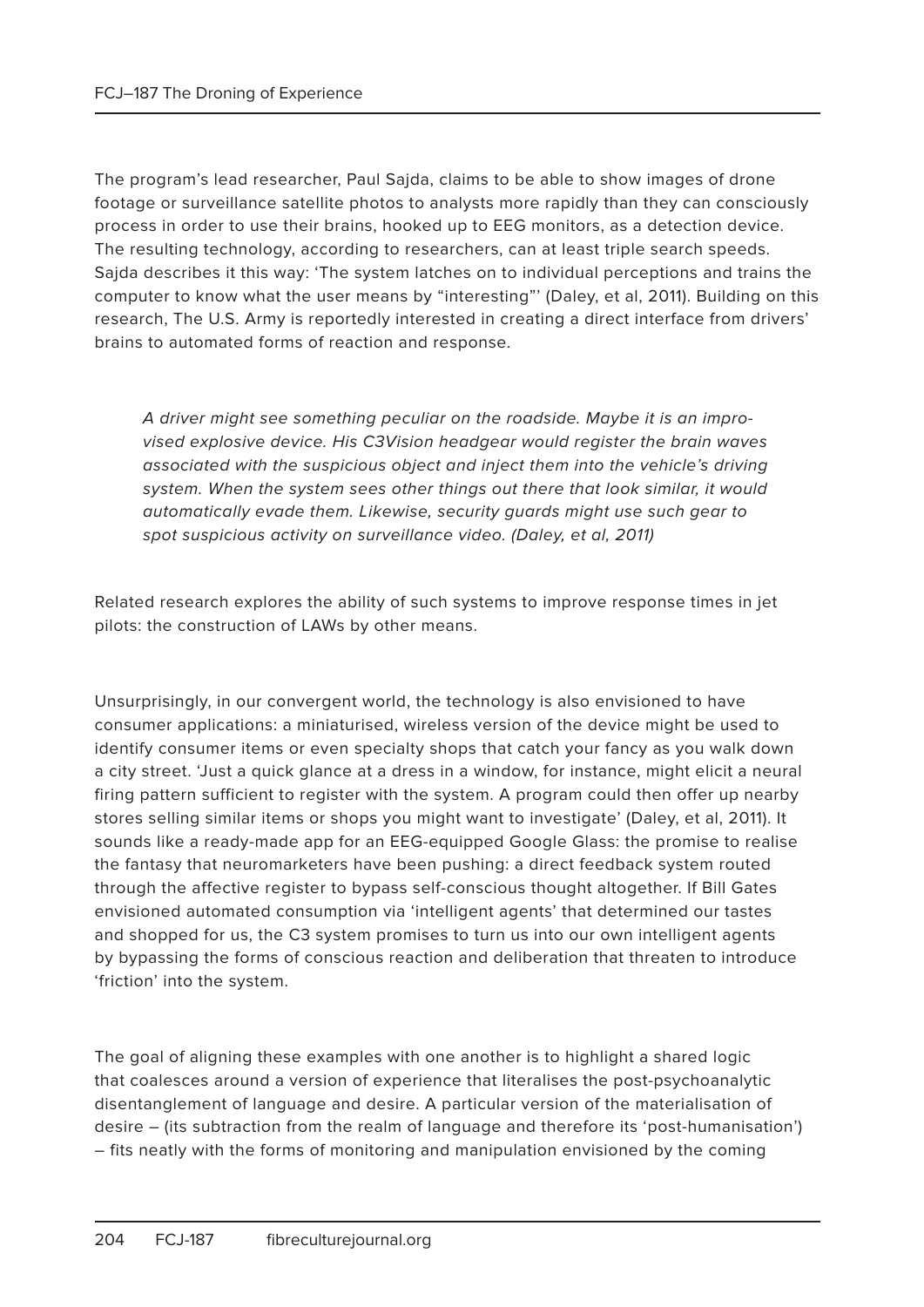The program's lead researcher, Paul Sajda, claims to be able to show images of drone footage or surveillance satellite photos to analysts more rapidly than they can consciously process in order to use their brains, hooked up to EEG monitors, as a detection device. The resulting technology, according to researchers, can at least triple search speeds. Sajda describes it this way: 'The system latches on to individual perceptions and trains the computer to know what the user means by "interesting"' (Daley, et al, 2011). Building on this research, The U.S. Army is reportedly interested in creating a direct interface from drivers' brains to automated forms of reaction and response.

> *A driver might see something peculiar on the roadside. Maybe it is an improvised explosive device. His C3Vision headgear would register the brain waves associated with the suspicious object and inject them into the vehicle's driving system. When the system sees other things out there that look similar, it would automatically evade them. Likewise, security guards might use such gear to spot suspicious activity on surveillance video. (Daley, et al, 2011)*

Related research explores the ability of such systems to improve response times in jet pilots: the construction of LAWs by other means.

Unsurprisingly, in our convergent world, the technology is also envisioned to have consumer applications: a miniaturised, wireless version of the device might be used to identify consumer items or even specialty shops that catch your fancy as you walk down a city street. 'Just a quick glance at a dress in a window, for instance, might elicit a neural firing pattern sufficient to register with the system. A program could then offer up nearby stores selling similar items or shops you might want to investigate' (Daley, et al, 2011). It sounds like a ready-made app for an EEG-equipped Google Glass: the promise to realise the fantasy that neuromarketers have been pushing: a direct feedback system routed through the affective register to bypass self-conscious thought altogether. If Bill Gates envisioned automated consumption via 'intelligent agents' that determined our tastes and shopped for us, the C3 system promises to turn us into our own intelligent agents by bypassing the forms of conscious reaction and deliberation that threaten to introduce 'friction' into the system.

The goal of aligning these examples with one another is to highlight a shared logic that coalesces around a version of experience that literalises the post-psychoanalytic disentanglement of language and desire. A particular version of the materialisation of desire – (its subtraction from the realm of language and therefore its 'post-humanisation') – fits neatly with the forms of monitoring and manipulation envisioned by the coming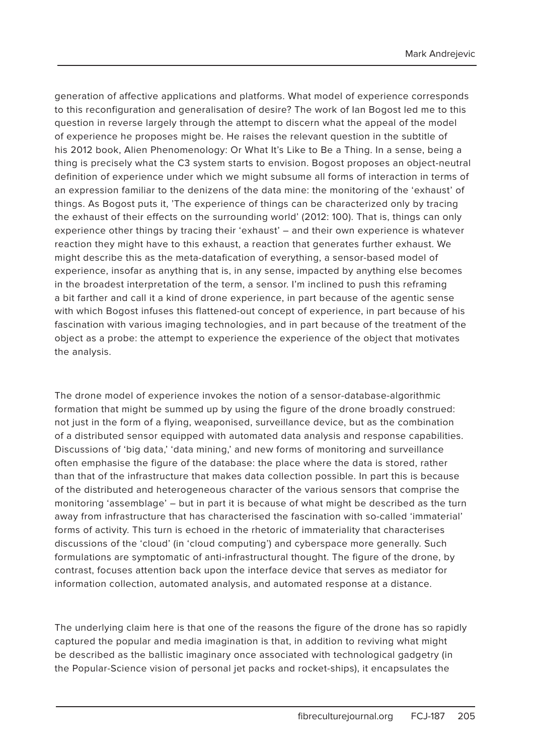generation of affective applications and platforms. What model of experience corresponds to this reconfiguration and generalisation of desire? The work of Ian Bogost led me to this question in reverse largely through the attempt to discern what the appeal of the model of experience he proposes might be. He raises the relevant question in the subtitle of his 2012 book, Alien Phenomenology: Or What It's Like to Be a Thing. In a sense, being a thing is precisely what the C3 system starts to envision. Bogost proposes an object-neutral definition of experience under which we might subsume all forms of interaction in terms of an expression familiar to the denizens of the data mine: the monitoring of the 'exhaust' of things. As Bogost puts it, 'The experience of things can be characterized only by tracing the exhaust of their effects on the surrounding world' (2012: 100). That is, things can only experience other things by tracing their 'exhaust' – and their own experience is whatever reaction they might have to this exhaust, a reaction that generates further exhaust. We might describe this as the meta-datafication of everything, a sensor-based model of experience, insofar as anything that is, in any sense, impacted by anything else becomes in the broadest interpretation of the term, a sensor. I'm inclined to push this reframing a bit farther and call it a kind of drone experience, in part because of the agentic sense with which Bogost infuses this flattened-out concept of experience, in part because of his fascination with various imaging technologies, and in part because of the treatment of the object as a probe: the attempt to experience the experience of the object that motivates the analysis.

The drone model of experience invokes the notion of a sensor-database-algorithmic formation that might be summed up by using the figure of the drone broadly construed: not just in the form of a flying, weaponised, surveillance device, but as the combination of a distributed sensor equipped with automated data analysis and response capabilities. Discussions of 'big data,' 'data mining,' and new forms of monitoring and surveillance often emphasise the figure of the database: the place where the data is stored, rather than that of the infrastructure that makes data collection possible. In part this is because of the distributed and heterogeneous character of the various sensors that comprise the monitoring 'assemblage' – but in part it is because of what might be described as the turn away from infrastructure that has characterised the fascination with so-called 'immaterial' forms of activity. This turn is echoed in the rhetoric of immateriality that characterises discussions of the 'cloud' (in 'cloud computing') and cyberspace more generally. Such formulations are symptomatic of anti-infrastructural thought. The figure of the drone, by contrast, focuses attention back upon the interface device that serves as mediator for information collection, automated analysis, and automated response at a distance.

The underlying claim here is that one of the reasons the figure of the drone has so rapidly captured the popular and media imagination is that, in addition to reviving what might be described as the ballistic imaginary once associated with technological gadgetry (in the Popular-Science vision of personal jet packs and rocket-ships), it encapsulates the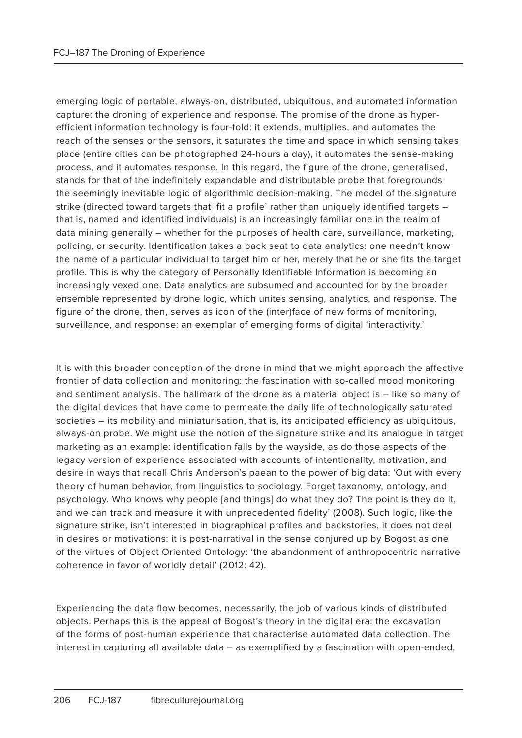emerging logic of portable, always-on, distributed, ubiquitous, and automated information capture: the droning of experience and response. The promise of the drone as hyper-efficient information technology is four-fold: it extends, multiplies, and automates the reach of the senses or the sensors, it saturates the time and space in which sensing takes place (entire cities can be photographed 24-hours a day), it automates the sense-making process, and it automates response. In this regard, the figure of the drone, generalised, stands for that of the indefinitely expandable and distributable probe that foregrounds the seemingly inevitable logic of algorithmic decision-making. The model of the signature strike (directed toward targets that 'fit a profile' rather than uniquely identified targets – that is, named and identified individuals) is an increasingly familiar one in the realm of data mining generally – whether for the purposes of health care, surveillance, marketing, policing, or security. Identification takes a back seat to data analytics: one needn't know the name of a particular individual to target him or her, merely that he or she fits the target profile. This is why the category of Personally Identifiable Information is becoming an increasingly vexed one. Data analytics are subsumed and accounted for by the broader ensemble represented by drone logic, which unites sensing, analytics, and response. The figure of the drone, then, serves as icon of the (inter)face of new forms of monitoring, surveillance, and response: an exemplar of emerging forms of digital 'interactivity.'

It is with this broader conception of the drone in mind that we might approach the affective frontier of data collection and monitoring: the fascination with so-called mood monitoring and sentiment analysis. The hallmark of the drone as a material object is – like so many of the digital devices that have come to permeate the daily life of technologically saturated societies – its mobility and miniaturisation, that is, its anticipated efficiency as ubiquitous, always-on probe. We might use the notion of the signature strike and its analogue in target marketing as an example: identification falls by the wayside, as do those aspects of the legacy version of experience associated with accounts of intentionality, motivation, and desire in ways that recall Chris Anderson's paean to the power of big data: 'Out with every theory of human behavior, from linguistics to sociology. Forget taxonomy, ontology, and psychology. Who knows why people [and things] do what they do? The point is they do it, and we can track and measure it with unprecedented fidelity' (2008). Such logic, like the signature strike, isn't interested in biographical profiles and backstories, it does not deal in desires or motivations: it is post-narratival in the sense conjured up by Bogost as one of the virtues of Object Oriented Ontology: 'the abandonment of anthropocentric narrative coherence in favor of worldly detail' (2012: 42).

Experiencing the data flow becomes, necessarily, the job of various kinds of distributed objects. Perhaps this is the appeal of Bogost's theory in the digital era: the excavation of the forms of post-human experience that characterise automated data collection. The interest in capturing all available data – as exemplified by a fascination with open-ended,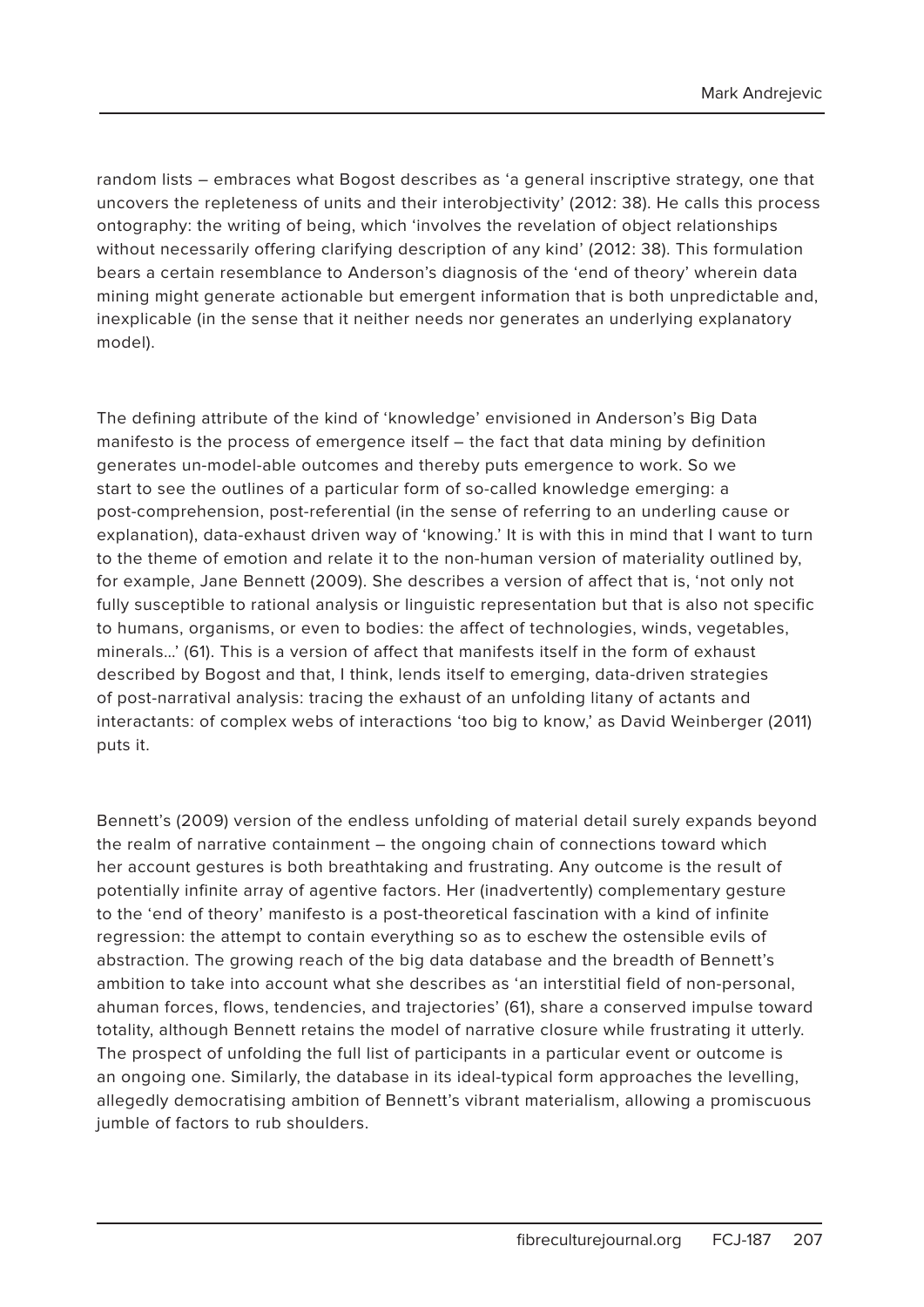random lists – embraces what Bogost describes as 'a general inscriptive strategy, one that uncovers the repleteness of units and their interobjectivity' (2012: 38). He calls this process ontography: the writing of being, which 'involves the revelation of object relationships without necessarily offering clarifying description of any kind' (2012: 38). This formulation bears a certain resemblance to Anderson's diagnosis of the 'end of theory' wherein data mining might generate actionable but emergent information that is both unpredictable and, inexplicable (in the sense that it neither needs nor generates an underlying explanatory model).

The defining attribute of the kind of 'knowledge' envisioned in Anderson's Big Data manifesto is the process of emergence itself – the fact that data mining by definition generates un-model-able outcomes and thereby puts emergence to work. So we start to see the outlines of a particular form of so-called knowledge emerging: a post-comprehension, post-referential (in the sense of referring to an underling cause or explanation), data-exhaust driven way of 'knowing.' It is with this in mind that I want to turn to the theme of emotion and relate it to the non-human version of materiality outlined by, for example, Jane Bennett (2009). She describes a version of affect that is, 'not only not fully susceptible to rational analysis or linguistic representation but that is also not specific to humans, organisms, or even to bodies: the affect of technologies, winds, vegetables, minerals…' (61). This is a version of affect that manifests itself in the form of exhaust described by Bogost and that, I think, lends itself to emerging, data-driven strategies of post-narratival analysis: tracing the exhaust of an unfolding litany of actants and interactants: of complex webs of interactions 'too big to know,' as David Weinberger (2011) puts it.

Bennett's (2009) version of the endless unfolding of material detail surely expands beyond the realm of narrative containment – the ongoing chain of connections toward which her account gestures is both breathtaking and frustrating. Any outcome is the result of potentially infinite array of agentive factors. Her (inadvertently) complementary gesture to the 'end of theory' manifesto is a post-theoretical fascination with a kind of infinite regression: the attempt to contain everything so as to eschew the ostensible evils of abstraction. The growing reach of the big data database and the breadth of Bennett's ambition to take into account what she describes as 'an interstitial field of non-personal, ahuman forces, flows, tendencies, and trajectories' (61), share a conserved impulse toward totality, although Bennett retains the model of narrative closure while frustrating it utterly. The prospect of unfolding the full list of participants in a particular event or outcome is an ongoing one. Similarly, the database in its ideal-typical form approaches the levelling, allegedly democratising ambition of Bennett's vibrant materialism, allowing a promiscuous jumble of factors to rub shoulders.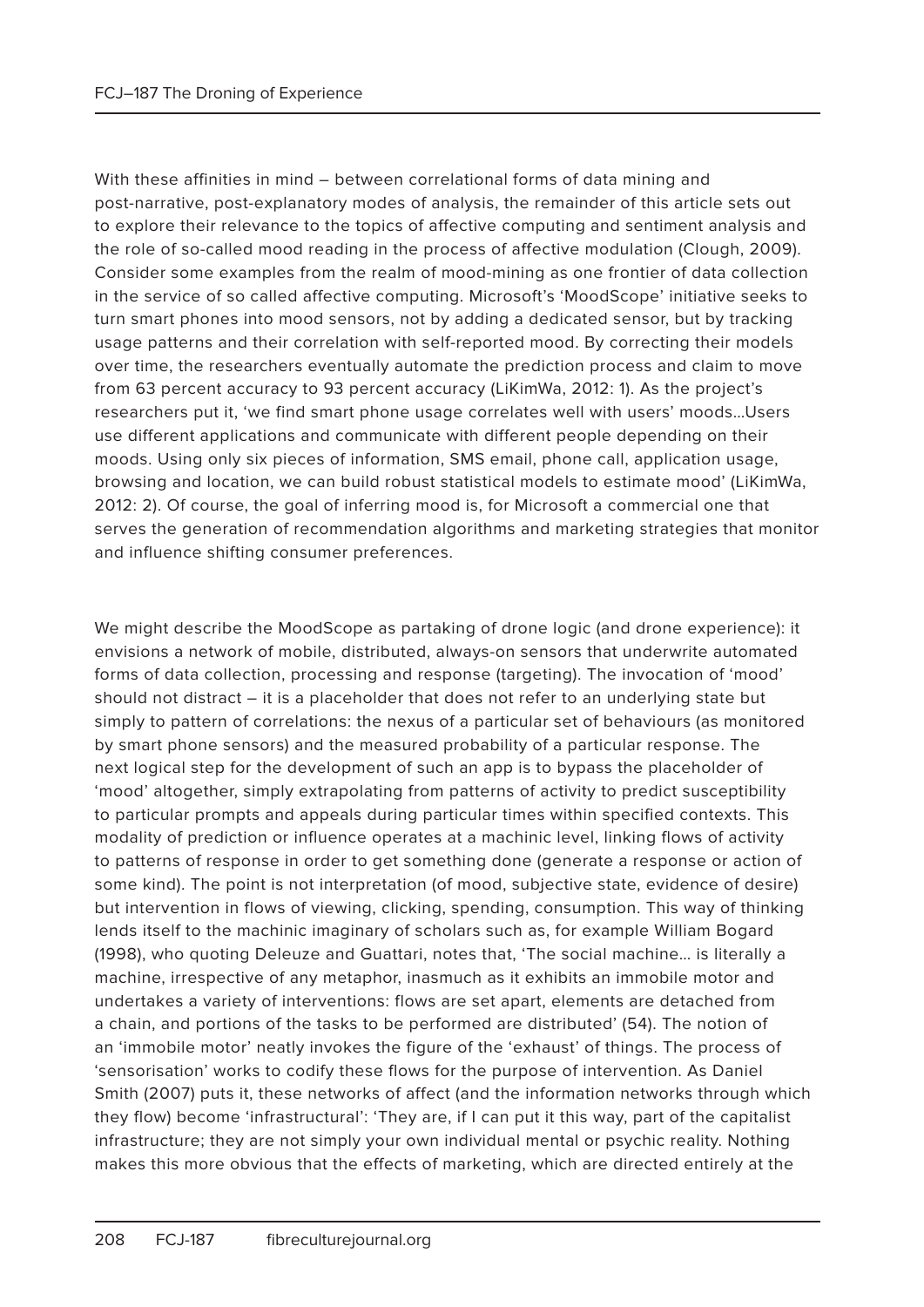With these affinities in mind – between correlational forms of data mining and post-narrative, post-explanatory modes of analysis, the remainder of this article sets out to explore their relevance to the topics of affective computing and sentiment analysis and the role of so-called mood reading in the process of affective modulation (Clough, 2009). Consider some examples from the realm of mood-mining as one frontier of data collection in the service of so called affective computing. Microsoft's 'MoodScope' initiative seeks to turn smart phones into mood sensors, not by adding a dedicated sensor, but by tracking usage patterns and their correlation with self-reported mood. By correcting their models over time, the researchers eventually automate the prediction process and claim to move from 63 percent accuracy to 93 percent accuracy (LiKimWa, 2012: 1). As the project's researchers put it, 'we find smart phone usage correlates well with users' moods…Users use different applications and communicate with different people depending on their moods. Using only six pieces of information, SMS email, phone call, application usage, browsing and location, we can build robust statistical models to estimate mood' (LiKimWa, 2012: 2). Of course, the goal of inferring mood is, for Microsoft a commercial one that serves the generation of recommendation algorithms and marketing strategies that monitor and influence shifting consumer preferences.

We might describe the MoodScope as partaking of drone logic (and drone experience): it envisions a network of mobile, distributed, always-on sensors that underwrite automated forms of data collection, processing and response (targeting). The invocation of 'mood' should not distract – it is a placeholder that does not refer to an underlying state but simply to pattern of correlations: the nexus of a particular set of behaviours (as monitored by smart phone sensors) and the measured probability of a particular response. The next logical step for the development of such an app is to bypass the placeholder of 'mood' altogether, simply extrapolating from patterns of activity to predict susceptibility to particular prompts and appeals during particular times within specified contexts. This modality of prediction or influence operates at a machinic level, linking flows of activity to patterns of response in order to get something done (generate a response or action of some kind). The point is not interpretation (of mood, subjective state, evidence of desire) but intervention in flows of viewing, clicking, spending, consumption. This way of thinking lends itself to the machinic imaginary of scholars such as, for example William Bogard (1998), who quoting Deleuze and Guattari, notes that, 'The social machine… is literally a machine, irrespective of any metaphor, inasmuch as it exhibits an immobile motor and undertakes a variety of interventions: flows are set apart, elements are detached from a chain, and portions of the tasks to be performed are distributed' (54). The notion of an 'immobile motor' neatly invokes the figure of the 'exhaust' of things. The process of 'sensorisation' works to codify these flows for the purpose of intervention. As Daniel Smith (2007) puts it, these networks of affect (and the information networks through which they flow) become 'infrastructural': 'They are, if I can put it this way, part of the capitalist infrastructure; they are not simply your own individual mental or psychic reality. Nothing makes this more obvious that the effects of marketing, which are directed entirely at the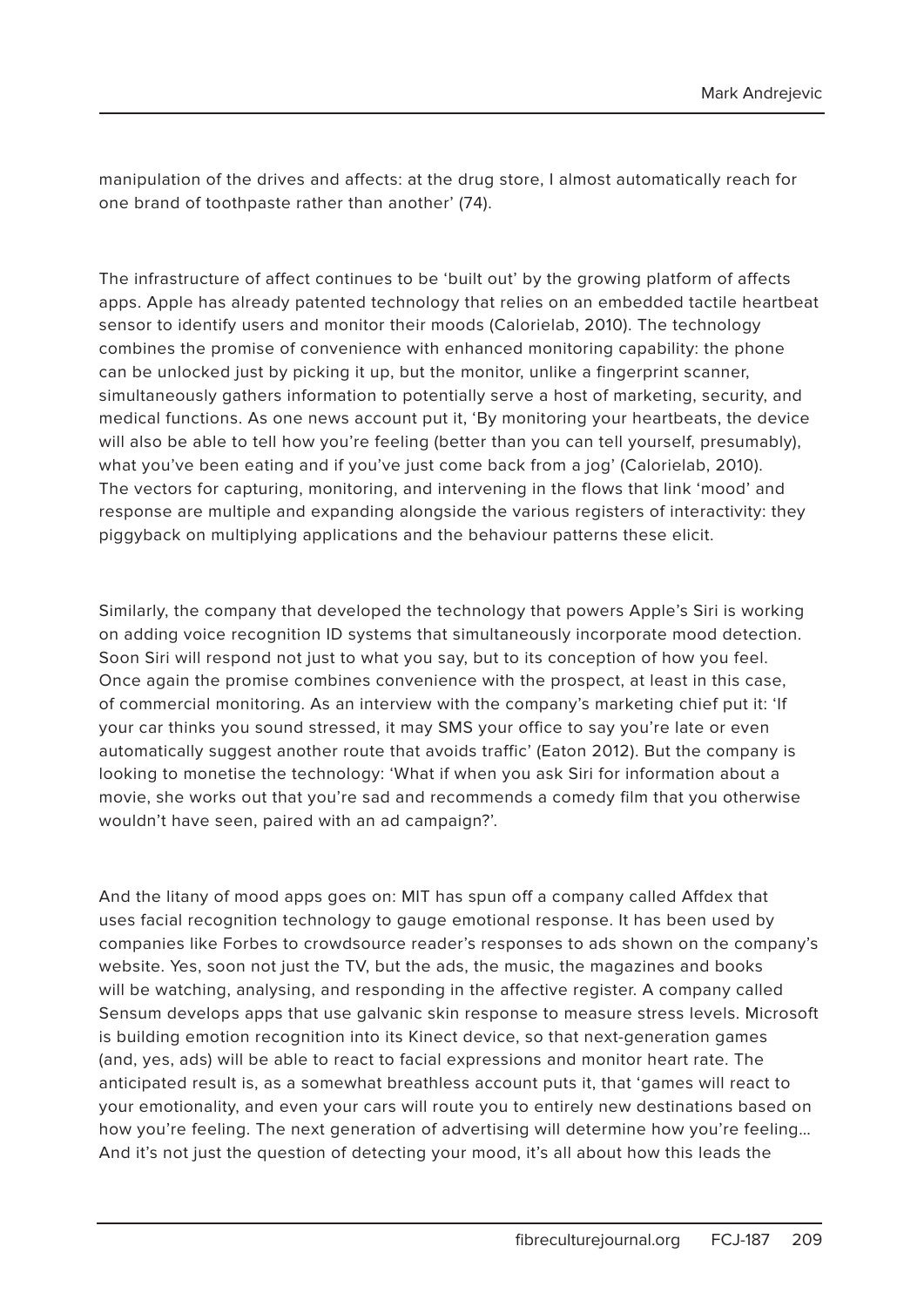manipulation of the drives and affects: at the drug store, I almost automatically reach for one brand of toothpaste rather than another' (74).

The infrastructure of affect continues to be 'built out' by the growing platform of affects apps. Apple has already patented technology that relies on an embedded tactile heartbeat sensor to identify users and monitor their moods (Calorielab, 2010). The technology combines the promise of convenience with enhanced monitoring capability: the phone can be unlocked just by picking it up, but the monitor, unlike a fingerprint scanner, simultaneously gathers information to potentially serve a host of marketing, security, and medical functions. As one news account put it, 'By monitoring your heartbeats, the device will also be able to tell how you're feeling (better than you can tell yourself, presumably), what you've been eating and if you've just come back from a jog' (Calorielab, 2010). The vectors for capturing, monitoring, and intervening in the flows that link 'mood' and response are multiple and expanding alongside the various registers of interactivity: they piggyback on multiplying applications and the behaviour patterns these elicit.

Similarly, the company that developed the technology that powers Apple's Siri is working on adding voice recognition ID systems that simultaneously incorporate mood detection. Soon Siri will respond not just to what you say, but to its conception of how you feel. Once again the promise combines convenience with the prospect, at least in this case, of commercial monitoring. As an interview with the company's marketing chief put it: 'If your car thinks you sound stressed, it may SMS your office to say you're late or even automatically suggest another route that avoids traffic' (Eaton 2012). But the company is looking to monetise the technology: 'What if when you ask Siri for information about a movie, she works out that you're sad and recommends a comedy film that you otherwise wouldn't have seen, paired with an ad campaign?'.

And the litany of mood apps goes on: MIT has spun off a company called Affdex that uses facial recognition technology to gauge emotional response. It has been used by companies like Forbes to crowdsource reader's responses to ads shown on the company's website. Yes, soon not just the TV, but the ads, the music, the magazines and books will be watching, analysing, and responding in the affective register. A company called Sensum develops apps that use galvanic skin response to measure stress levels. Microsoft is building emotion recognition into its Kinect device, so that next-generation games (and, yes, ads) will be able to react to facial expressions and monitor heart rate. The anticipated result is, as a somewhat breathless account puts it, that 'games will react to your emotionality, and even your cars will route you to entirely new destinations based on how you're feeling. The next generation of advertising will determine how you're feeling… And it's not just the question of detecting your mood, it's all about how this leads the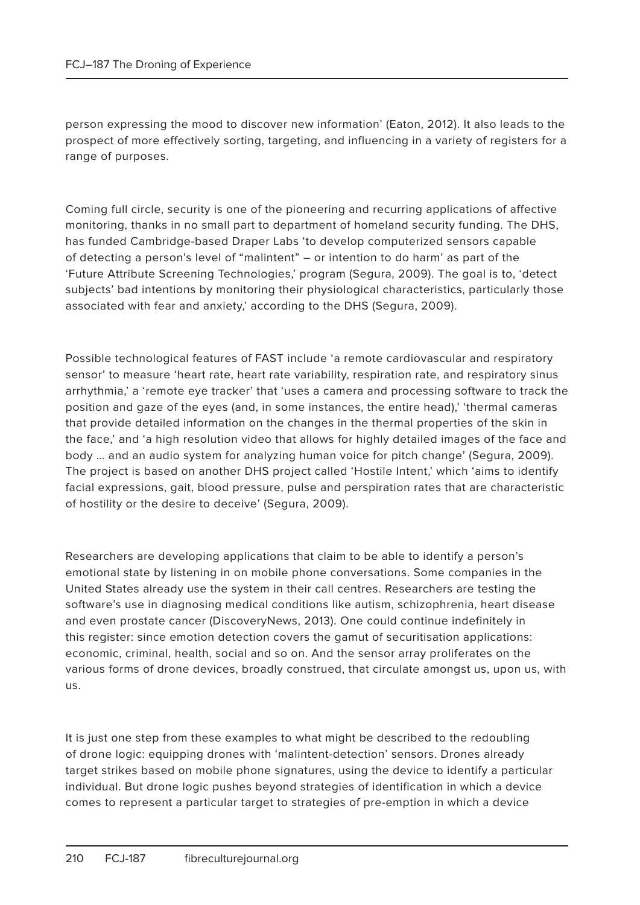person expressing the mood to discover new information' (Eaton, 2012). It also leads to the prospect of more effectively sorting, targeting, and influencing in a variety of registers for a range of purposes.

Coming full circle, security is one of the pioneering and recurring applications of affective monitoring, thanks in no small part to department of homeland security funding. The DHS, has funded Cambridge-based Draper Labs 'to develop computerized sensors capable of detecting a person's level of "malintent" – or intention to do harm' as part of the 'Future Attribute Screening Technologies,' program (Segura, 2009). The goal is to, 'detect subjects' bad intentions by monitoring their physiological characteristics, particularly those associated with fear and anxiety,' according to the DHS (Segura, 2009).

Possible technological features of FAST include 'a remote cardiovascular and respiratory sensor' to measure 'heart rate, heart rate variability, respiration rate, and respiratory sinus arrhythmia,' a 'remote eye tracker' that 'uses a camera and processing software to track the position and gaze of the eyes (and, in some instances, the entire head),' 'thermal cameras that provide detailed information on the changes in the thermal properties of the skin in the face,' and 'a high resolution video that allows for highly detailed images of the face and body … and an audio system for analyzing human voice for pitch change' (Segura, 2009). The project is based on another DHS project called 'Hostile Intent,' which 'aims to identify facial expressions, gait, blood pressure, pulse and perspiration rates that are characteristic of hostility or the desire to deceive' (Segura, 2009).

Researchers are developing applications that claim to be able to identify a person's emotional state by listening in on mobile phone conversations. Some companies in the United States already use the system in their call centres. Researchers are testing the software's use in diagnosing medical conditions like autism, schizophrenia, heart disease and even prostate cancer (DiscoveryNews, 2013). One could continue indefinitely in this register: since emotion detection covers the gamut of securitisation applications: economic, criminal, health, social and so on. And the sensor array proliferates on the various forms of drone devices, broadly construed, that circulate amongst us, upon us, with us.

It is just one step from these examples to what might be described to the redoubling of drone logic: equipping drones with 'malintent-detection' sensors. Drones already target strikes based on mobile phone signatures, using the device to identify a particular individual. But drone logic pushes beyond strategies of identification in which a device comes to represent a particular target to strategies of pre-emption in which a device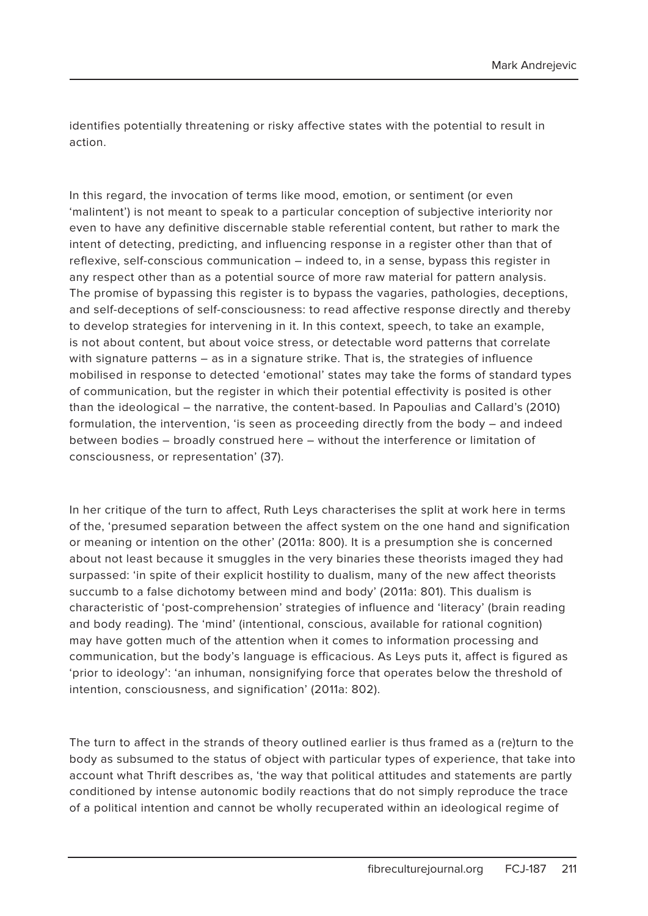identifies potentially threatening or risky affective states with the potential to result in action.

In this regard, the invocation of terms like mood, emotion, or sentiment (or even 'malintent') is not meant to speak to a particular conception of subjective interiority nor even to have any definitive discernable stable referential content, but rather to mark the intent of detecting, predicting, and influencing response in a register other than that of reflexive, self-conscious communication – indeed to, in a sense, bypass this register in any respect other than as a potential source of more raw material for pattern analysis. The promise of bypassing this register is to bypass the vagaries, pathologies, deceptions, and self-deceptions of self-consciousness: to read affective response directly and thereby to develop strategies for intervening in it. In this context, speech, to take an example, is not about content, but about voice stress, or detectable word patterns that correlate with signature patterns – as in a signature strike. That is, the strategies of influence mobilised in response to detected 'emotional' states may take the forms of standard types of communication, but the register in which their potential effectivity is posited is other than the ideological – the narrative, the content-based. In Papoulias and Callard's (2010) formulation, the intervention, 'is seen as proceeding directly from the body – and indeed between bodies – broadly construed here – without the interference or limitation of consciousness, or representation' (37).

In her critique of the turn to affect, Ruth Leys characterises the split at work here in terms of the, 'presumed separation between the affect system on the one hand and signification or meaning or intention on the other' (2011a: 800). It is a presumption she is concerned about not least because it smuggles in the very binaries these theorists imaged they had surpassed: 'in spite of their explicit hostility to dualism, many of the new affect theorists succumb to a false dichotomy between mind and body' (2011a: 801). This dualism is characteristic of 'post-comprehension' strategies of influence and 'literacy' (brain reading and body reading). The 'mind' (intentional, conscious, available for rational cognition) may have gotten much of the attention when it comes to information processing and communication, but the body's language is efficacious. As Leys puts it, affect is figured as 'prior to ideology': 'an inhuman, nonsignifying force that operates below the threshold of intention, consciousness, and signification' (2011a: 802).

The turn to affect in the strands of theory outlined earlier is thus framed as a (re)turn to the body as subsumed to the status of object with particular types of experience, that take into account what Thrift describes as, 'the way that political attitudes and statements are partly conditioned by intense autonomic bodily reactions that do not simply reproduce the trace of a political intention and cannot be wholly recuperated within an ideological regime of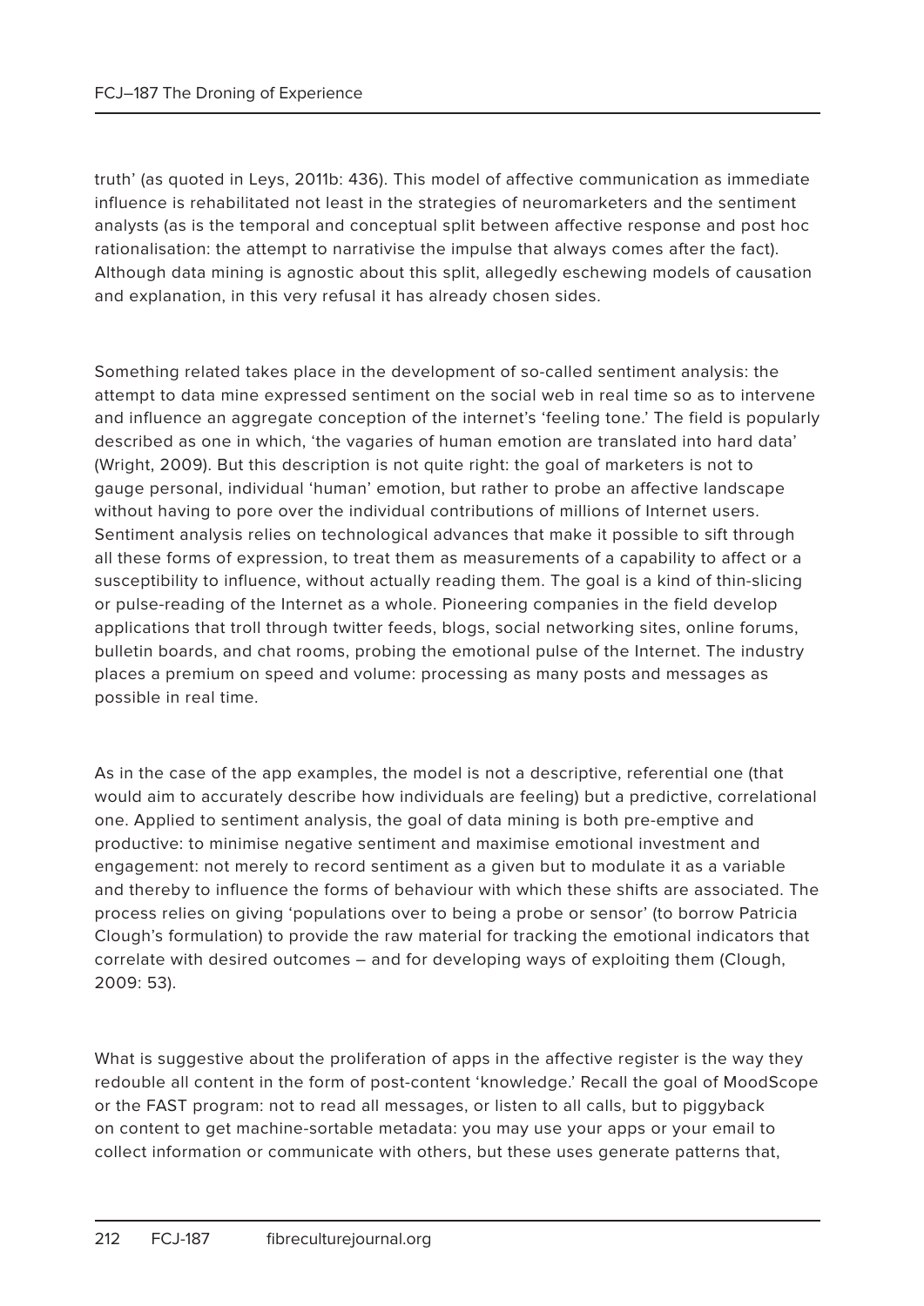truth' (as quoted in Leys, 2011b: 436). This model of affective communication as immediate influence is rehabilitated not least in the strategies of neuromarketers and the sentiment analysts (as is the temporal and conceptual split between affective response and post hoc rationalisation: the attempt to narrativise the impulse that always comes after the fact). Although data mining is agnostic about this split, allegedly eschewing models of causation and explanation, in this very refusal it has already chosen sides.

Something related takes place in the development of so-called sentiment analysis: the attempt to data mine expressed sentiment on the social web in real time so as to intervene and influence an aggregate conception of the internet's 'feeling tone.' The field is popularly described as one in which, 'the vagaries of human emotion are translated into hard data' (Wright, 2009). But this description is not quite right: the goal of marketers is not to gauge personal, individual 'human' emotion, but rather to probe an affective landscape without having to pore over the individual contributions of millions of Internet users. Sentiment analysis relies on technological advances that make it possible to sift through all these forms of expression, to treat them as measurements of a capability to affect or a susceptibility to influence, without actually reading them. The goal is a kind of thin-slicing or pulse-reading of the Internet as a whole. Pioneering companies in the field develop applications that troll through twitter feeds, blogs, social networking sites, online forums, bulletin boards, and chat rooms, probing the emotional pulse of the Internet. The industry places a premium on speed and volume: processing as many posts and messages as possible in real time.

As in the case of the app examples, the model is not a descriptive, referential one (that would aim to accurately describe how individuals are feeling) but a predictive, correlational one. Applied to sentiment analysis, the goal of data mining is both pre-emptive and productive: to minimise negative sentiment and maximise emotional investment and engagement: not merely to record sentiment as a given but to modulate it as a variable and thereby to influence the forms of behaviour with which these shifts are associated. The process relies on giving 'populations over to being a probe or sensor' (to borrow Patricia Clough's formulation) to provide the raw material for tracking the emotional indicators that correlate with desired outcomes – and for developing ways of exploiting them (Clough, 2009: 53).

What is suggestive about the proliferation of apps in the affective register is the way they redouble all content in the form of post-content 'knowledge.' Recall the goal of MoodScope or the FAST program: not to read all messages, or listen to all calls, but to piggyback on content to get machine-sortable metadata: you may use your apps or your email to collect information or communicate with others, but these uses generate patterns that,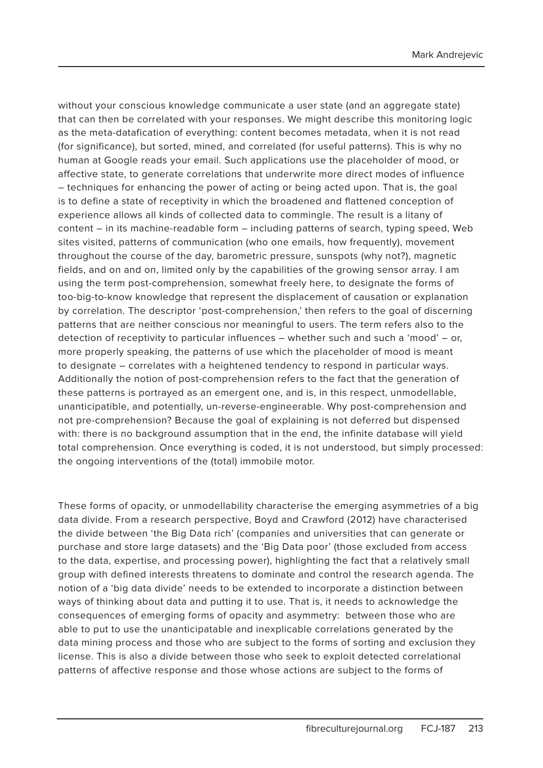without your conscious knowledge communicate a user state (and an aggregate state) that can then be correlated with your responses. We might describe this monitoring logic as the meta-datafication of everything: content becomes metadata, when it is not read (for significance), but sorted, mined, and correlated (for useful patterns). This is why no human at Google reads your email. Such applications use the placeholder of mood, or affective state, to generate correlations that underwrite more direct modes of influence – techniques for enhancing the power of acting or being acted upon. That is, the goal is to define a state of receptivity in which the broadened and flattened conception of experience allows all kinds of collected data to commingle. The result is a litany of content – in its machine-readable form – including patterns of search, typing speed, Web sites visited, patterns of communication (who one emails, how frequently), movement throughout the course of the day, barometric pressure, sunspots (why not?), magnetic fields, and on and on, limited only by the capabilities of the growing sensor array. I am using the term post-comprehension, somewhat freely here, to designate the forms of too-big-to-know knowledge that represent the displacement of causation or explanation by correlation. The descriptor 'post-comprehension,' then refers to the goal of discerning patterns that are neither conscious nor meaningful to users. The term refers also to the detection of receptivity to particular influences – whether such and such a 'mood' – or, more properly speaking, the patterns of use which the placeholder of mood is meant to designate – correlates with a heightened tendency to respond in particular ways. Additionally the notion of post-comprehension refers to the fact that the generation of these patterns is portrayed as an emergent one, and is, in this respect, unmodellable, unanticipatible, and potentially, un-reverse-engineerable. Why post-comprehension and not pre-comprehension? Because the goal of explaining is not deferred but dispensed with: there is no background assumption that in the end, the infinite database will yield total comprehension. Once everything is coded, it is not understood, but simply processed: the ongoing interventions of the (total) immobile motor.

These forms of opacity, or unmodellability characterise the emerging asymmetries of a big data divide. From a research perspective, Boyd and Crawford (2012) have characterised the divide between 'the Big Data rich' (companies and universities that can generate or purchase and store large datasets) and the 'Big Data poor' (those excluded from access to the data, expertise, and processing power), highlighting the fact that a relatively small group with defined interests threatens to dominate and control the research agenda. The notion of a 'big data divide' needs to be extended to incorporate a distinction between ways of thinking about data and putting it to use. That is, it needs to acknowledge the consequences of emerging forms of opacity and asymmetry: between those who are able to put to use the unanticipatable and inexplicable correlations generated by the data mining process and those who are subject to the forms of sorting and exclusion they license. This is also a divide between those who seek to exploit detected correlational patterns of affective response and those whose actions are subject to the forms of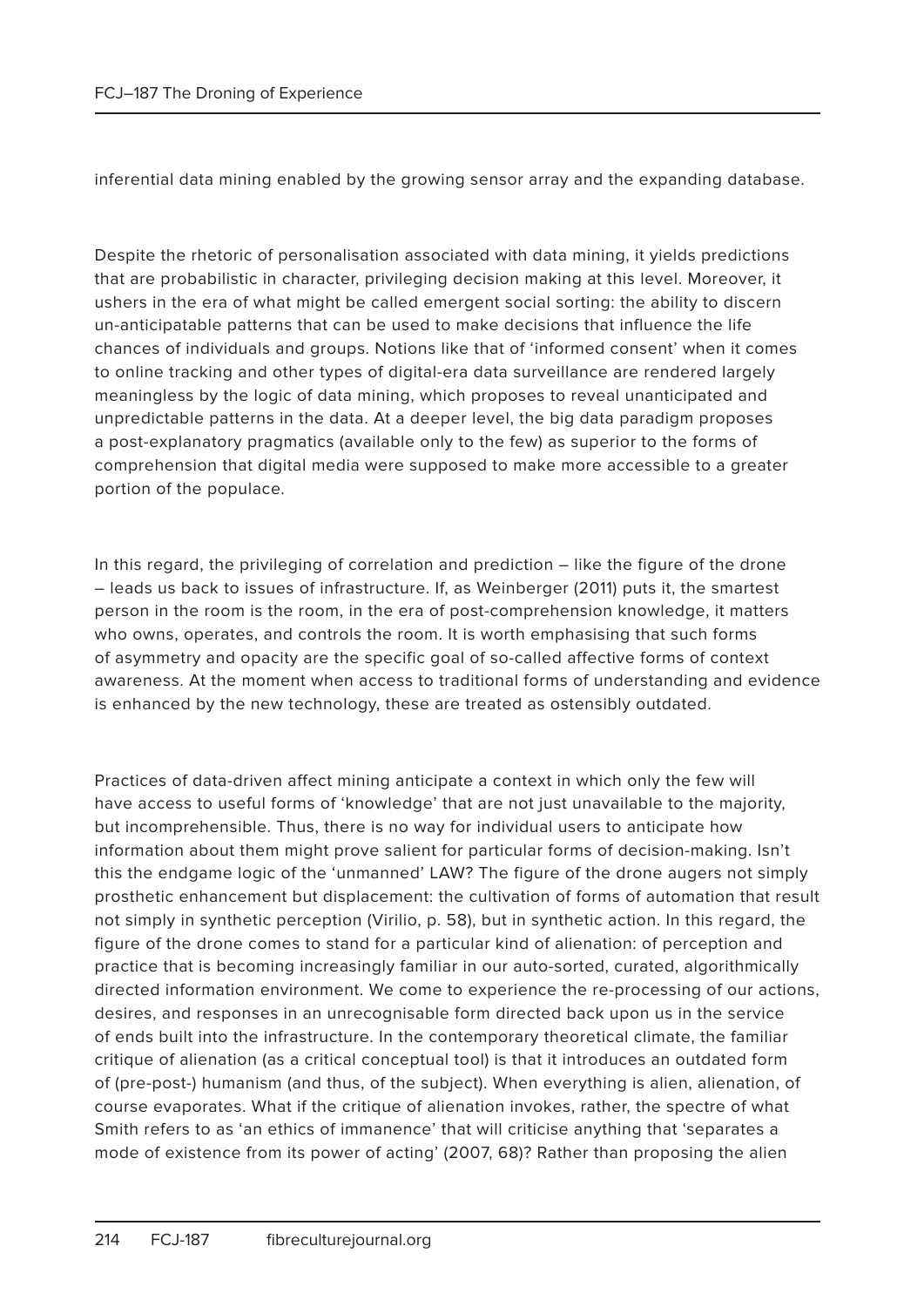inferential data mining enabled by the growing sensor array and the expanding database.

Despite the rhetoric of personalisation associated with data mining, it yields predictions that are probabilistic in character, privileging decision making at this level. Moreover, it ushers in the era of what might be called emergent social sorting: the ability to discern un-anticipatable patterns that can be used to make decisions that influence the life chances of individuals and groups. Notions like that of 'informed consent' when it comes to online tracking and other types of digital-era data surveillance are rendered largely meaningless by the logic of data mining, which proposes to reveal unanticipated and unpredictable patterns in the data. At a deeper level, the big data paradigm proposes a post-explanatory pragmatics (available only to the few) as superior to the forms of comprehension that digital media were supposed to make more accessible to a greater portion of the populace.

In this regard, the privileging of correlation and prediction – like the figure of the drone – leads us back to issues of infrastructure. If, as Weinberger (2011) puts it, the smartest person in the room is the room, in the era of post-comprehension knowledge, it matters who owns, operates, and controls the room. It is worth emphasising that such forms of asymmetry and opacity are the specific goal of so-called affective forms of context awareness. At the moment when access to traditional forms of understanding and evidence is enhanced by the new technology, these are treated as ostensibly outdated.

Practices of data-driven affect mining anticipate a context in which only the few will have access to useful forms of 'knowledge' that are not just unavailable to the majority, but incomprehensible. Thus, there is no way for individual users to anticipate how information about them might prove salient for particular forms of decision-making. Isn't this the endgame logic of the 'unmanned' LAW? The figure of the drone augers not simply prosthetic enhancement but displacement: the cultivation of forms of automation that result not simply in synthetic perception (Virilio, p. 58), but in synthetic action. In this regard, the figure of the drone comes to stand for a particular kind of alienation: of perception and practice that is becoming increasingly familiar in our auto-sorted, curated, algorithmically directed information environment. We come to experience the re-processing of our actions, desires, and responses in an unrecognisable form directed back upon us in the service of ends built into the infrastructure. In the contemporary theoretical climate, the familiar critique of alienation (as a critical conceptual tool) is that it introduces an outdated form of (pre-post-) humanism (and thus, of the subject). When everything is alien, alienation, of course evaporates. What if the critique of alienation invokes, rather, the spectre of what Smith refers to as 'an ethics of immanence' that will criticise anything that 'separates a mode of existence from its power of acting' (2007, 68)? Rather than proposing the alien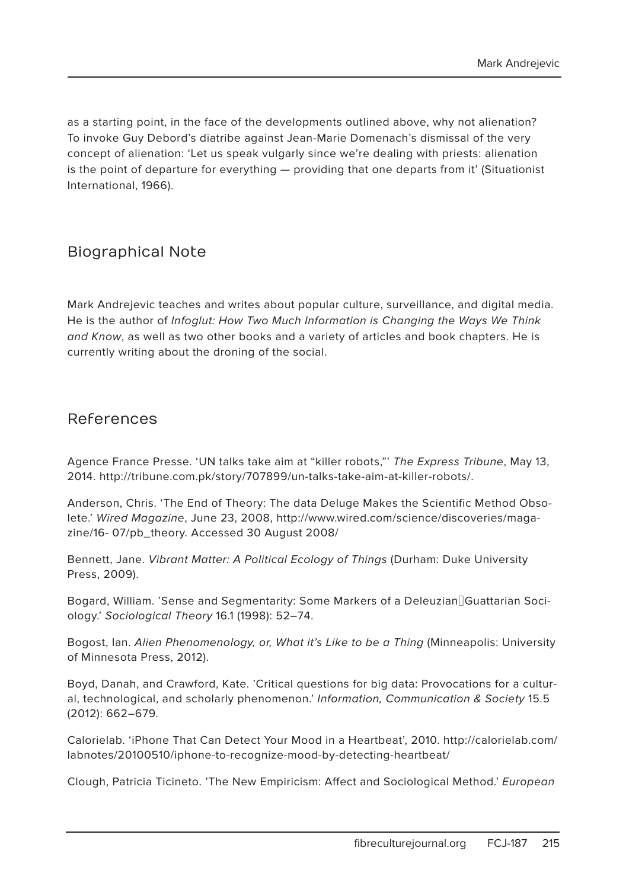as a starting point, in the face of the developments outlined above, why not alienation? To invoke Guy Debord's diatribe against Jean-Marie Domenach's dismissal of the very concept of alienation: 'Let us speak vulgarly since we're dealing with priests: alienation is the point of departure for everything — providing that one departs from it' (Situationist International, 1966).

## Biographical Note

Mark Andrejevic teaches and writes about popular culture, surveillance, and digital media. He is the author of *Infoglut: How Two Much Information is Changing the Ways We Think and Know*, as well as two other books and a variety of articles and book chapters. He is currently writing about the droning of the social.

## References

Agence France Presse. 'UN talks take aim at "killer robots,"' *The Express Tribune*, May 13, 2014. http://tribune.com.pk/story/707899/un-talks-take-aim-at-killer-robots/.

Anderson, Chris. 'The End of Theory: The data Deluge Makes the Scientific Method Obsolete.' *Wired Magazine*, June 23, 2008, http://www.wired.com/science/discoveries/magazine/16- 07/pb_theory. Accessed 30 August 2008/

Bennett, Jane. *Vibrant Matter: A Political Ecology of Things* (Durham: Duke University Press, 2009).

Bogard, William. 'Sense and Segmentarity: Some Markers of a Deleuzian Guattarian Sociology.' *Sociological Theory* 16.1 (1998): 52–74.

Bogost, Ian. *Alien Phenomenology, or, What it's Like to be a Thing* (Minneapolis: University of Minnesota Press, 2012).

Boyd, Danah, and Crawford, Kate. 'Critical questions for big data: Provocations for a cultural, technological, and scholarly phenomenon.' *Information, Communication & Society* 15.5 (2012): 662–679.

Calorielab. 'iPhone That Can Detect Your Mood in a Heartbeat', 2010. http://calorielab.com/labnotes/20100510/iphone-to-recognize-mood-by-detecting-heartbeat/

Clough, Patricia Ticineto. 'The New Empiricism: Affect and Sociological Method.' *European*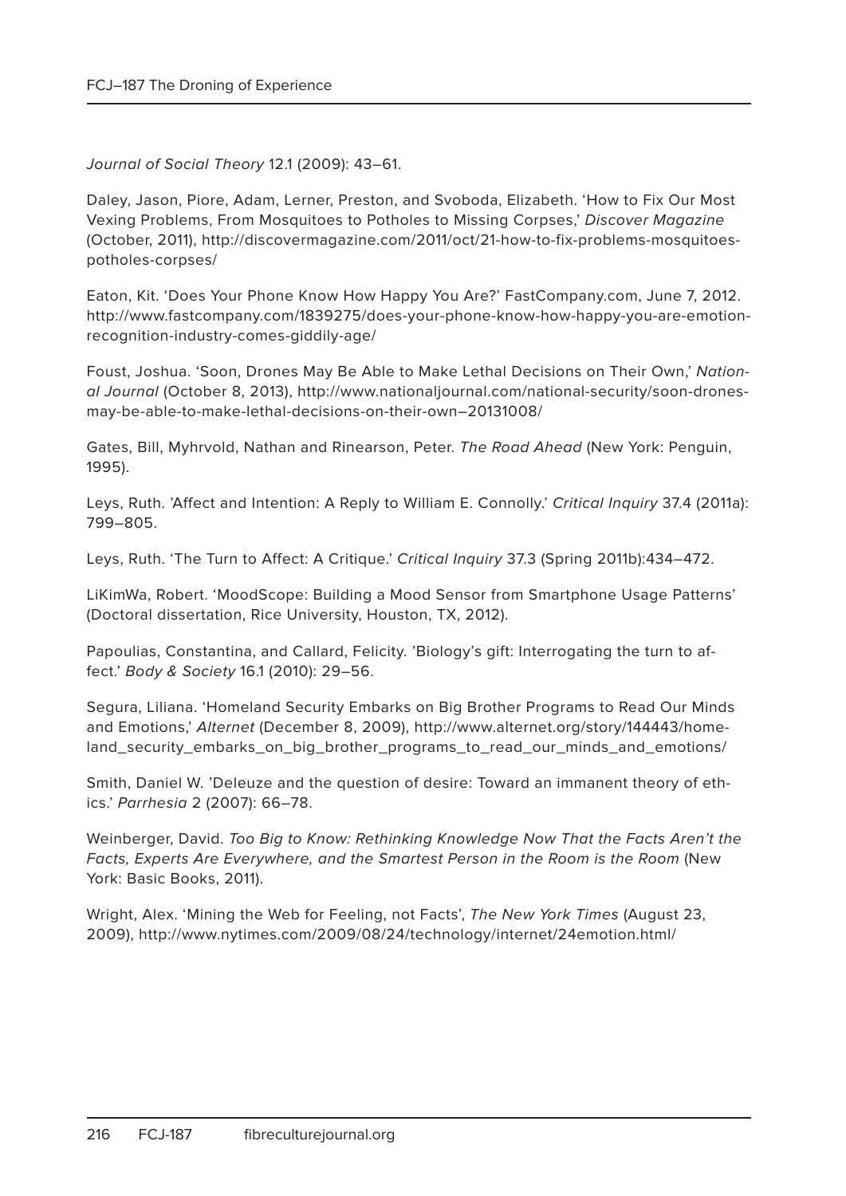*Journal of Social Theory* 12.1 (2009): 43–61.

Daley, Jason, Piore, Adam, Lerner, Preston, and Svoboda, Elizabeth. 'How to Fix Our Most Vexing Problems, From Mosquitoes to Potholes to Missing Corpses,' *Discover Magazine* (October, 2011), http://discovermagazine.com/2011/oct/21-how-to-fix-problems-mosquitoes-potholes-corpses/

Eaton, Kit. 'Does Your Phone Know How Happy You Are?' FastCompany.com, June 7, 2012. http://www.fastcompany.com/1839275/does-your-phone-know-how-happy-you-are-emotion-recognition-industry-comes-giddily-age/

Foust, Joshua. 'Soon, Drones May Be Able to Make Lethal Decisions on Their Own,' *National Journal* (October 8, 2013), http://www.nationaljournal.com/national-security/soon-drones-may-be-able-to-make-lethal-decisions-on-their-own–20131008/

Gates, Bill, Myhrvold, Nathan and Rinearson, Peter. *The Road Ahead* (New York: Penguin, 1995).

Leys, Ruth. 'Affect and Intention: A Reply to William E. Connolly.' *Critical Inquiry* 37.4 (2011a): 799–805.

Leys, Ruth. 'The Turn to Affect: A Critique.' *Critical Inquiry* 37.3 (Spring 2011b):434–472.

LiKimWa, Robert. 'MoodScope: Building a Mood Sensor from Smartphone Usage Patterns' (Doctoral dissertation, Rice University, Houston, TX, 2012).

Papoulias, Constantina, and Callard, Felicity. 'Biology's gift: Interrogating the turn to affect.' *Body & Society* 16.1 (2010): 29–56.

Segura, Liliana. 'Homeland Security Embarks on Big Brother Programs to Read Our Minds and Emotions,' *Alternet* (December 8, 2009), http://www.alternet.org/story/144443/homeland_security_embarks_on_big_brother_programs_to_read_our_minds_and_emotions/

Smith, Daniel W. 'Deleuze and the question of desire: Toward an immanent theory of ethics.' *Parrhesia* 2 (2007): 66–78.

Weinberger, David. *Too Big to Know: Rethinking Knowledge Now That the Facts Aren't the Facts, Experts Are Everywhere, and the Smartest Person in the Room is the Room* (New York: Basic Books, 2011).

Wright, Alex. 'Mining the Web for Feeling, not Facts', *The New York Times* (August 23, 2009), http://www.nytimes.com/2009/08/24/technology/internet/24emotion.html/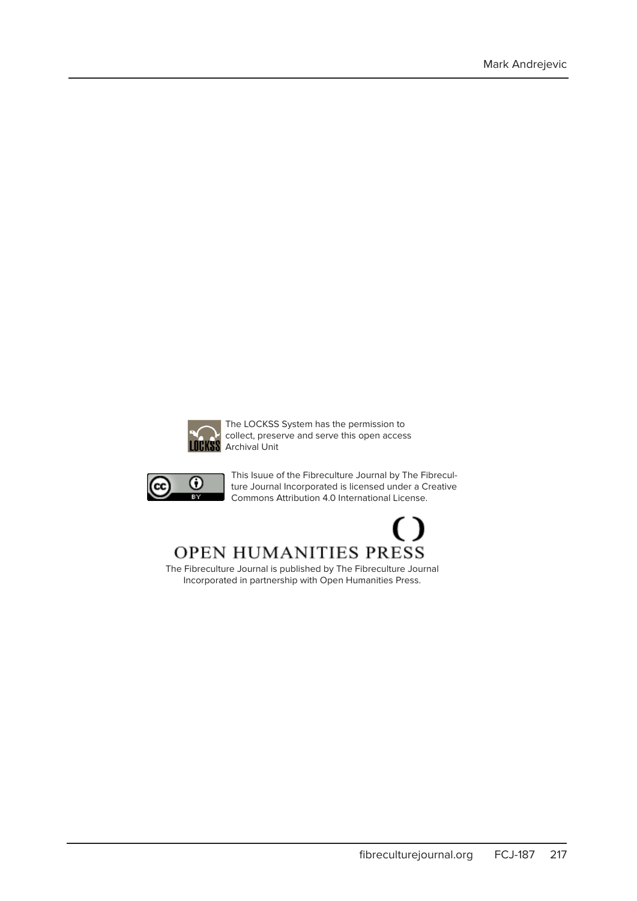The LOCKSS System has the permission to collect, preserve and serve this open access Archival Unit

This Isuue of the Fibreculture Journal by The Fibreculture Journal Incorporated is licensed under a Creative Commons Attribution 4.0 International License.

OPEN HUMANITIES PRESS

The Fibreculture Journal is published by The Fibreculture Journal Incorporated in partnership with Open Humanities Press.